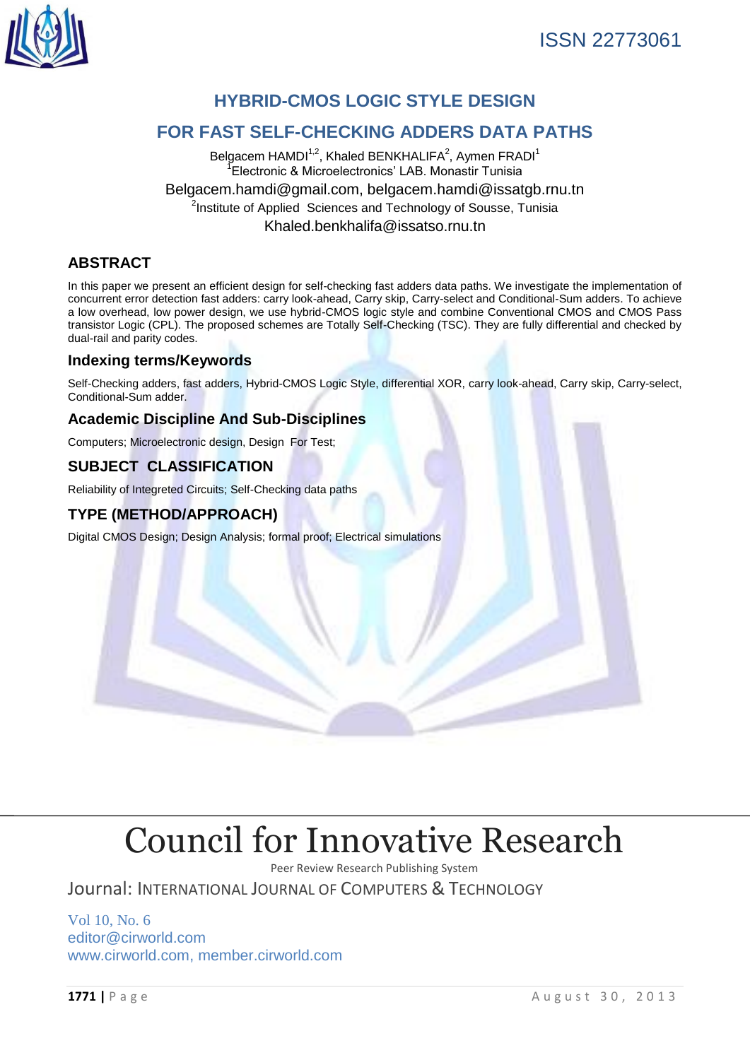ISSN 22773061

# HYBRID-CMOS LOGIC STYLE DESIGN FOR FAST SELF-CHECKING ADDERS DATA PATHS

Belgacem HAMDI[1,2], Khaled BENKHALIFA[2], Aymen FRADI[1]

[1]Electronic & Microelectronics' LAB. Monastir Tunisia

Belgacem.hamdi@gmail.com, belgacem.hamdi@issatgb.rnu.tn

[2]Institute of Applied Sciences and Technology of Sousse, Tunisia

Khaled.benkhalifa@issatso.rnu.tn

## ABSTRACT

In this paper we present an efficient design for self-checking fast adders data paths. We investigate the implementation of concurrent error detection fast adders: carry look-ahead, Carry skip, Carry-select and Conditional-Sum adders. To achieve a low overhead, low power design, we use hybrid-CMOS logic style and combine Conventional CMOS and CMOS Pass transistor Logic (CPL). The proposed schemes are Totally Self-Checking (TSC). They are fully differential and checked by dual-rail and parity codes.

### Indexing terms/Keywords

Self-Checking adders, fast adders, Hybrid-CMOS Logic Style, differential XOR, carry look-ahead, Carry skip, Carry-select, Conditional-Sum adder.

### Academic Discipline And Sub-Disciplines

Computers; Microelectronic design, Design For Test;

### SUBJECT CLASSIFICATION

Reliability of Integreted Circuits; Self-Checking data paths

### TYPE (METHOD/APPROACH)

Digital CMOS Design; Design Analysis; formal proof; Electrical simulations

# Council for Innovative Research

Peer Review Research Publishing System

Journal: INTERNATIONAL JOURNAL OF COMPUTERS & TECHNOLOGY

Vol 10, No. 6

editor@cirworld.com

www.cirworld.com, member.cirworld.com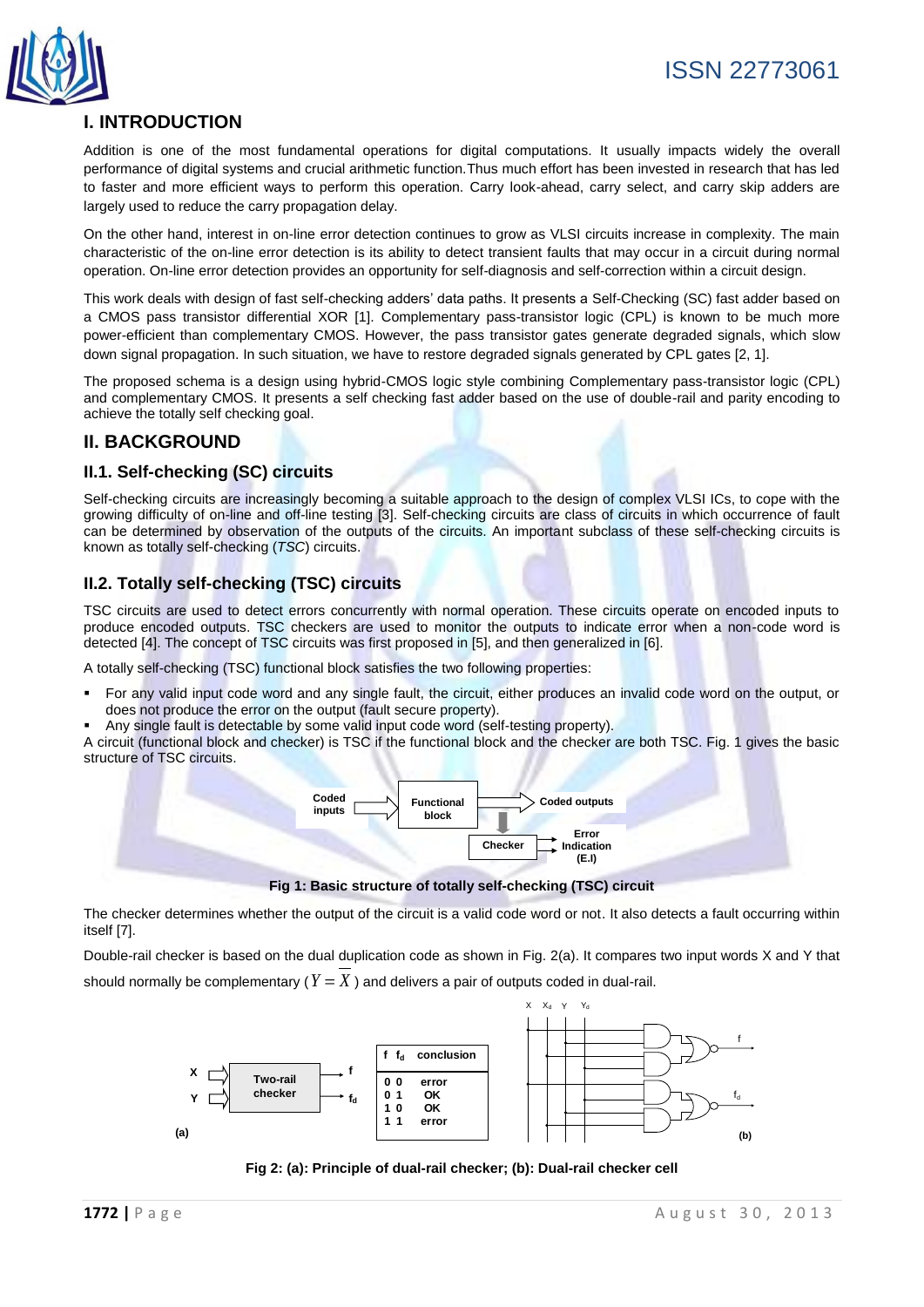## I. INTRODUCTION

Addition is one of the most fundamental operations for digital computations. It usually impacts widely the overall performance of digital systems and crucial arithmetic function.Thus much effort has been invested in research that has led to faster and more efficient ways to perform this operation. Carry look-ahead, carry select, and carry skip adders are largely used to reduce the carry propagation delay.

On the other hand, interest in on-line error detection continues to grow as VLSI circuits increase in complexity. The main characteristic of the on-line error detection is its ability to detect transient faults that may occur in a circuit during normal operation. On-line error detection provides an opportunity for self-diagnosis and self-correction within a circuit design.

This work deals with design of fast self-checking adders' data paths. It presents a Self-Checking (SC) fast adder based on a CMOS pass transistor differential XOR [1]. Complementary pass-transistor logic (CPL) is known to be much more power-efficient than complementary CMOS. However, the pass transistor gates generate degraded signals, which slow down signal propagation. In such situation, we have to restore degraded signals generated by CPL gates [2, 1].

The proposed schema is a design using hybrid-CMOS logic style combining Complementary pass-transistor logic (CPL) and complementary CMOS. It presents a self checking fast adder based on the use of double-rail and parity encoding to achieve the totally self checking goal.

## II. BACKGROUND

### II.1. Self-checking (SC) circuits

Self-checking circuits are increasingly becoming a suitable approach to the design of complex VLSI ICs, to cope with the growing difficulty of on-line and off-line testing [3]. Self-checking circuits are class of circuits in which occurrence of fault can be determined by observation of the outputs of the circuits. An important subclass of these self-checking circuits is known as totally self-checking (*TSC*) circuits.

### II.2. Totally self-checking (TSC) circuits

TSC circuits are used to detect errors concurrently with normal operation. These circuits operate on encoded inputs to produce encoded outputs. TSC checkers are used to monitor the outputs to indicate error when a non-code word is detected [4]. The concept of TSC circuits was first proposed in [5], and then generalized in [6].

A totally self-checking (TSC) functional block satisfies the two following properties:

- For any valid input code word and any single fault, the circuit, either produces an invalid code word on the output, or does not produce the error on the output (fault secure property).
- Any single fault is detectable by some valid input code word (self-testing property).

A circuit (functional block and checker) is TSC if the functional block and the checker are both TSC. Fig. 1 gives the basic structure of TSC circuits.

**Fig 1: Basic structure of totally self-checking (TSC) circuit**

The checker determines whether the output of the circuit is a valid code word or not. It also detects a fault occurring within itself [7].

Double-rail checker is based on the dual duplication code as shown in Fig. 2(a). It compares two input words X and Y that should normally be complementary ($Y = \overline{X}$) and delivers a pair of outputs coded in dual-rail.

| f | $f_d$ | conclusion |
|---|---|---|
| 0 | 0 | error |
| 0 | 1 | OK |
| 1 | 0 | OK |
| 1 | 1 | error |

**Fig 2: (a): Principle of dual-rail checker; (b): Dual-rail checker cell**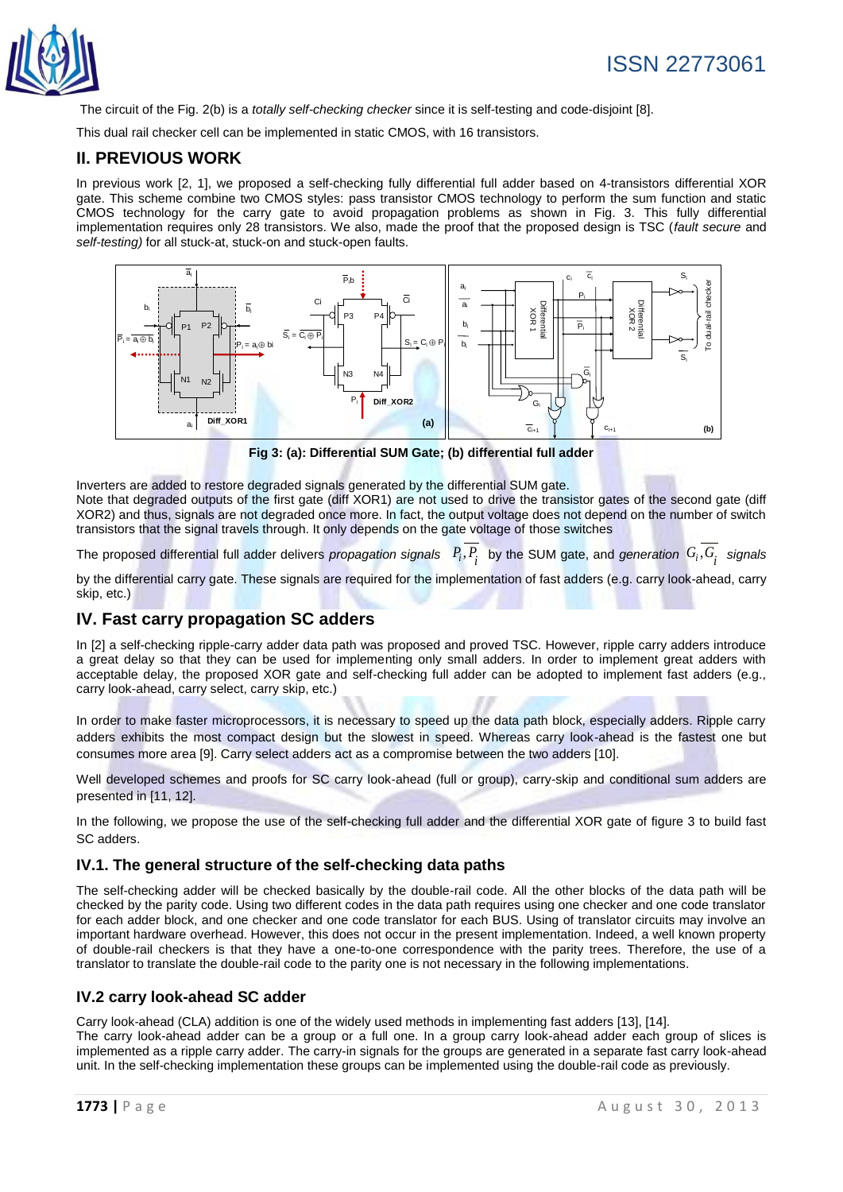The circuit of the Fig. 2(b) is a *totally self-checking checker* since it is self-testing and code-disjoint [8].

This dual rail checker cell can be implemented in static CMOS, with 16 transistors.

## II. PREVIOUS WORK

In previous work [2, 1], we proposed a self-checking fully differential full adder based on 4-transistors differential XOR gate. This scheme combine two CMOS styles: pass transistor CMOS technology to perform the sum function and static CMOS technology for the carry gate to avoid propagation problems as shown in Fig. 3. This fully differential implementation requires only 28 transistors. We also, made the proof that the proposed design is TSC (*fault secure* and *self-testing)* for all stuck-at, stuck-on and stuck-open faults.

**Fig 3: (a): Differential SUM Gate; (b) differential full adder**

Inverters are added to restore degraded signals generated by the differential SUM gate.
Note that degraded outputs of the first gate (diff XOR1) are not used to drive the transistor gates of the second gate (diff XOR2) and thus, signals are not degraded once more. In fact, the output voltage does not depend on the number of switch transistors that the signal travels through. It only depends on the gate voltage of those switches

The proposed differential full adder delivers *propagation signals* $P_i, \overline{P_i}$ by the SUM gate, and *generation* $G_i, \overline{G_i}$ *signals* by the differential carry gate. These signals are required for the implementation of fast adders (e.g. carry look-ahead, carry skip, etc.)

## IV. Fast carry propagation SC adders

In [2] a self-checking ripple-carry adder data path was proposed and proved TSC. However, ripple carry adders introduce a great delay so that they can be used for implementing only small adders. In order to implement great adders with acceptable delay, the proposed XOR gate and self-checking full adder can be adopted to implement fast adders (e.g., carry look-ahead, carry select, carry skip, etc.)

In order to make faster microprocessors, it is necessary to speed up the data path block, especially adders. Ripple carry adders exhibits the most compact design but the slowest in speed. Whereas carry look-ahead is the fastest one but consumes more area [9]. Carry select adders act as a compromise between the two adders [10].

Well developed schemes and proofs for SC carry look-ahead (full or group), carry-skip and conditional sum adders are presented in [11, 12].

In the following, we propose the use of the self-checking full adder and the differential XOR gate of figure 3 to build fast SC adders.

### IV.1. The general structure of the self-checking data paths

The self-checking adder will be checked basically by the double-rail code. All the other blocks of the data path will be checked by the parity code. Using two different codes in the data path requires using one checker and one code translator for each adder block, and one checker and one code translator for each BUS. Using of translator circuits may involve an important hardware overhead. However, this does not occur in the present implementation. Indeed, a well known property of double-rail checkers is that they have a one-to-one correspondence with the parity trees. Therefore, the use of a translator to translate the double-rail code to the parity one is not necessary in the following implementations.

### IV.2 carry look-ahead SC adder

Carry look-ahead (CLA) addition is one of the widely used methods in implementing fast adders [13], [14].
The carry look-ahead adder can be a group or a full one. In a group carry look-ahead adder each group of slices is implemented as a ripple carry adder. The carry-in signals for the groups are generated in a separate fast carry look-ahead unit. In the self-checking implementation these groups can be implemented using the double-rail code as previously.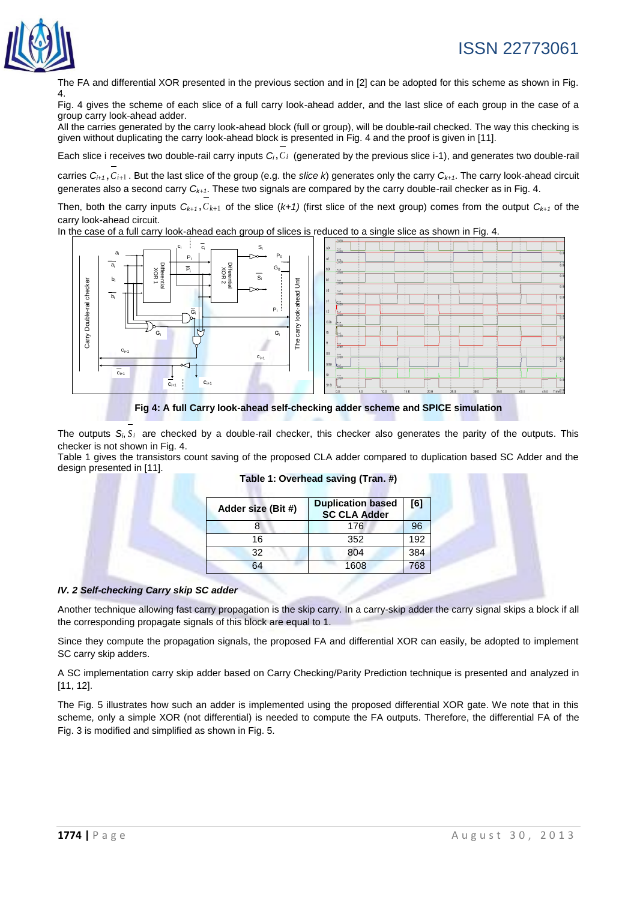The FA and differential XOR presented in the previous section and in [2] can be adopted for this scheme as shown in Fig. 4.

Fig. 4 gives the scheme of each slice of a full carry look-ahead adder, and the last slice of each group in the case of a group carry look-ahead adder.

All the carries generated by the carry look-ahead block (full or group), will be double-rail checked. The way this checking is given without duplicating the carry look-ahead block is presented in Fig. 4 and the proof is given in [11].

Each slice i receives two double-rail carry inputs $C_i, \overline{C_i}$ (generated by the previous slice i-1), and generates two double-rail carries $C_{i+1}, \overline{C_{i+1}}$. But the last slice of the group (e.g. the *slice k*) generates only the carry $C_{k+1}$. The carry look-ahead circuit generates also a second carry $C_{k+1}$. These two signals are compared by the carry double-rail checker as in Fig. 4.

Then, both the carry inputs $C_{k+1}, \overline{C_{k+1}}$ of the slice $(k+1)$ (first slice of the next group) comes from the output $C_{k+1}$ of the carry look-ahead circuit.

In the case of a full carry look-ahead each group of slices is reduced to a single slice as shown in Fig. 4.

**Fig 4: A full Carry look-ahead self-checking adder scheme and SPICE simulation**

The outputs $S_i, \overline{S_i}$ are checked by a double-rail checker, this checker also generates the parity of the outputs. This checker is not shown in Fig. 4.

Table 1 gives the transistors count saving of the proposed CLA adder compared to duplication based SC Adder and the design presented in [11].

**Table 1: Overhead saving (Tran. #)**

| Adder size (Bit #) | Duplication based SC CLA Adder | [6] |
|---|---|---|
| 8 | 176 | 96 |
| 16 | 352 | 192 |
| 32 | 804 | 384 |
| 64 | 1608 | 768 |

### *IV. 2 Self-checking Carry skip SC adder*

Another technique allowing fast carry propagation is the skip carry. In a carry-skip adder the carry signal skips a block if all the corresponding propagate signals of this block are equal to 1.

Since they compute the propagation signals, the proposed FA and differential XOR can easily, be adopted to implement SC carry skip adders.

A SC implementation carry skip adder based on Carry Checking/Parity Prediction technique is presented and analyzed in [11, 12].

The Fig. 5 illustrates how such an adder is implemented using the proposed differential XOR gate. We note that in this scheme, only a simple XOR (not differential) is needed to compute the FA outputs. Therefore, the differential FA of the Fig. 3 is modified and simplified as shown in Fig. 5.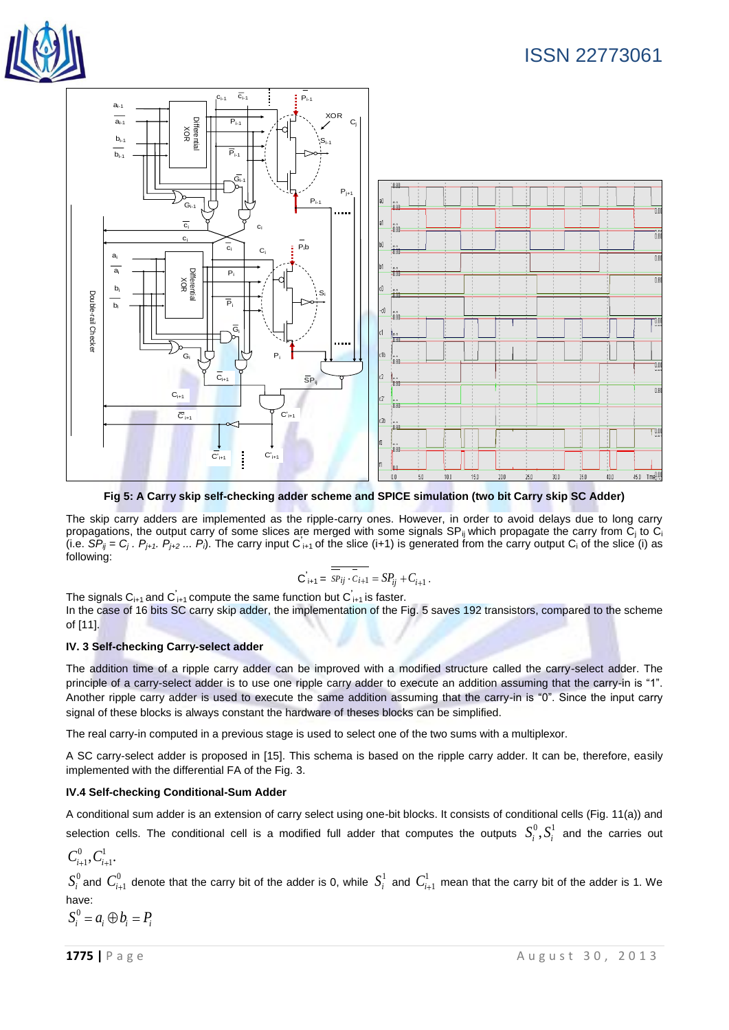**Fig 5: A Carry skip self-checking adder scheme and SPICE simulation (two bit Carry skip SC Adder)**

The skip carry adders are implemented as the ripple-carry ones. However, in order to avoid delays due to long carry propagations, the output carry of some slices are merged with some signals $SP_{ij}$ which propagate the carry from $C_i$ to $C_j$ (i.e. $SP_{ij} = C_j \cdot P_{j+1} \cdot P_{j+2} \ldots P_i$). The carry input $C'_{i+1}$ of the slice (i+1) is generated from the carry output $C_i$ of the slice (i) as following:

$$C'_{i+1} = \overline{\overline{SP_{ij}} \cdot \overline{C_{i+1}}} = SP_{ij} + C_{i+1}.$$

The signals $C_{i+1}$ and $C'_{i+1}$ compute the same function but $C'_{i+1}$ is faster.

In the case of 16 bits SC carry skip adder, the implementation of the Fig. 5 saves 192 transistors, compared to the scheme of [11].

### IV. 3 Self-checking Carry-select adder

The addition time of a ripple carry adder can be improved with a modified structure called the carry-select adder. The principle of a carry-select adder is to use one ripple carry adder to execute an addition assuming that the carry-in is "1". Another ripple carry adder is used to execute the same addition assuming that the carry-in is "0". Since the input carry signal of these blocks is always constant the hardware of theses blocks can be simplified.

The real carry-in computed in a previous stage is used to select one of the two sums with a multiplexor.

A SC carry-select adder is proposed in [15]. This schema is based on the ripple carry adder. It can be, therefore, easily implemented with the differential FA of the Fig. 3.

### IV.4 Self-checking Conditional-Sum Adder

A conditional sum adder is an extension of carry select using one-bit blocks. It consists of conditional cells (Fig. 11(a)) and selection cells. The conditional cell is a modified full adder that computes the outputs $S_i^0, S_i^1$ and the carries out $C_{i+1}^0, C_{i+1}^1$.

$S_i^0$ and $C_{i+1}^0$ denote that the carry bit of the adder is 0, while $S_i^1$ and $C_{i+1}^1$ mean that the carry bit of the adder is 1. We have:

$$S_i^0 = a_i \oplus b_i = P_i$$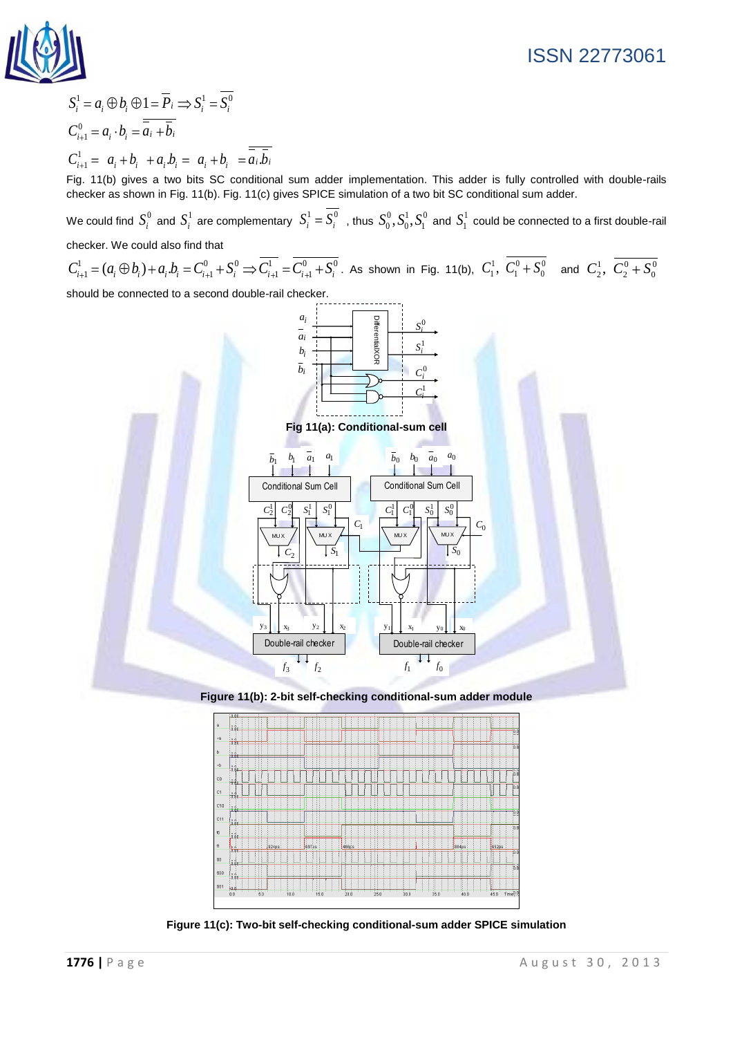$$S_i^1 = a_i \oplus b_i \oplus 1 = \overline{P_i} \Rightarrow S_i^1 = \overline{S_i^0}$$

$$C_{i+1}^0 = a_i \cdot b_i = \overline{\overline{a_i} + \overline{b_i}}$$

$$C_{i+1}^1 = a_i + b_i + a_i b_i = a_i + b_i = \overline{\overline{a_i}.\overline{b_i}}$$

Fig. 11(b) gives a two bits SC conditional sum adder implementation. This adder is fully controlled with double-rails checker as shown in Fig. 11(b). Fig. 11(c) gives SPICE simulation of a two bit SC conditional sum adder.

We could find $S_i^0$ and $S_i^1$ are complementary $S_i^1 = \overline{S_i^0}$ , thus $S_0^0, S_0^1, S_1^0$ and $S_1^1$ could be connected to a first double-rail checker. We could also find that

$C_{i+1}^1 = (a_i \oplus b_i) + a_i b_i = C_{i+1}^0 + S_i^0 \Rightarrow \overline{C_{i+1}^1} = \overline{C_{i+1}^0 + S_i^0}$. As shown in Fig. 11(b), $C_1^1$, $\overline{C_1^0 + S_0^0}$ and $C_2^1$, $\overline{C_2^0 + S_0^0}$ should be connected to a second double-rail checker.

**Fig 11(a): Conditional-sum cell**

**Figure 11(b): 2-bit self-checking conditional-sum adder module**

**Figure 11(c): Two-bit self-checking conditional-sum adder SPICE simulation**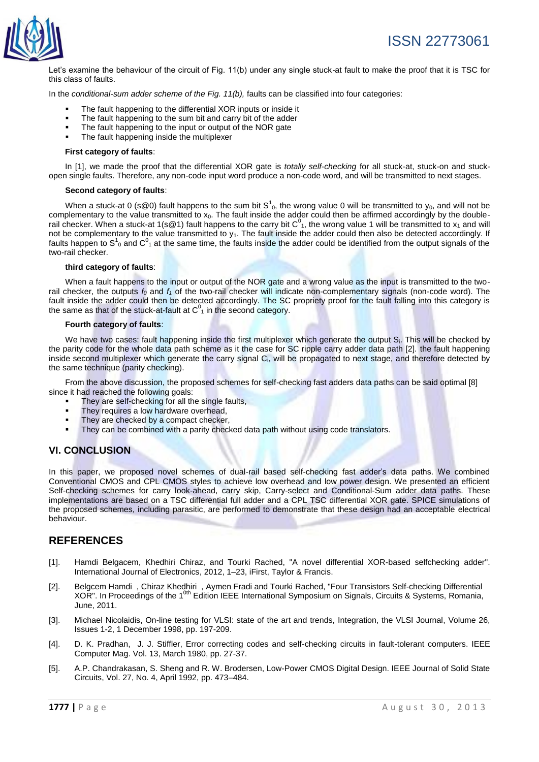Let's examine the behaviour of the circuit of Fig. 11(b) under any single stuck-at fault to make the proof that it is TSC for this class of faults.

In the *conditional-sum adder scheme of the Fig. 11(b),* faults can be classified into four categories:

- The fault happening to the differential XOR inputs or inside it
- The fault happening to the sum bit and carry bit of the adder
- The fault happening to the input or output of the NOR gate
- The fault happening inside the multiplexer

**First category of faults**:

In [1], we made the proof that the differential XOR gate is *totally self-checking* for all stuck-at, stuck-on and stuck-open single faults. Therefore, any non-code input word produce a non-code word, and will be transmitted to next stages.

**Second category of faults**:

When a stuck-at 0 (s@0) fault happens to the sum bit $S^1_0$, the wrong value 0 will be transmitted to $y_0$, and will not be complementary to the value transmitted to $x_0$. The fault inside the adder could then be affirmed accordingly by the double-rail checker. When a stuck-at 1(s@1) fault happens to the carry bit $C^0_1$, the wrong value 1 will be transmitted to $x_1$ and will not be complementary to the value transmitted to $y_1$. The fault inside the adder could then also be detected accordingly. If faults happen to $S^1_0$ and $C^0_1$ at the same time, the faults inside the adder could be identified from the output signals of the two-rail checker.

**third category of faults**:

When a fault happens to the input or output of the NOR gate and a wrong value as the input is transmitted to the two-rail checker, the outputs $f_0$ and $f_1$ of the two-rail checker will indicate non-complementary signals (non-code word). The fault inside the adder could then be detected accordingly. The SC propriety proof for the fault falling into this category is the same as that of the stuck-at-fault at $C^0_1$ in the second category.

**Fourth category of faults**:

We have two cases: fault happening inside the first multiplexer which generate the output $S_i$. This will be checked by the parity code for the whole data path scheme as it the case for SC ripple carry adder data path [2]. the fault happening inside second multiplexer which generate the carry signal $C_i$, will be propagated to next stage, and therefore detected by the same technique (parity checking).

From the above discussion, the proposed schemes for self-checking fast adders data paths can be said optimal [8] since it had reached the following goals:

- They are self-checking for all the single faults,
- They requires a low hardware overhead,
- They are checked by a compact checker,
- They can be combined with a parity checked data path without using code translators.

## VI. CONCLUSION

In this paper, we proposed novel schemes of dual-rail based self-checking fast adder's data paths. We combined Conventional CMOS and CPL CMOS styles to achieve low overhead and low power design. We presented an efficient Self-checking schemes for carry look-ahead, carry skip, Carry-select and Conditional-Sum adder data paths. These implementations are based on a TSC differential full adder and a CPL TSC differential XOR gate. SPICE simulations of the proposed schemes, including parasitic, are performed to demonstrate that these design had an acceptable electrical behaviour.

## REFERENCES

[1]. Hamdi Belgacem, Khedhiri Chiraz, and Tourki Rached, "A novel differential XOR-based selfchecking adder". International Journal of Electronics, 2012, 1–23, iFirst, Taylor & Francis.

[2]. Belgcem Hamdi , Chiraz Khedhiri , Aymen Fradi and Tourki Rached, "Four Transistors Self-checking Differential XOR". In Proceedings of the 10th Edition IEEE International Symposium on Signals, Circuits & Systems, Romania, June, 2011.

[3]. Michael Nicolaidis, On-line testing for VLSI: state of the art and trends, Integration, the VLSI Journal, Volume 26, Issues 1-2, 1 December 1998, pp. 197-209.

[4]. D. K. Pradhan, J. J. Stiffler, Error correcting codes and self-checking circuits in fault-tolerant computers. IEEE Computer Mag. Vol. 13, March 1980, pp. 27-37.

[5]. A.P. Chandrakasan, S. Sheng and R. W. Brodersen, Low-Power CMOS Digital Design. IEEE Journal of Solid State Circuits, Vol. 27, No. 4, April 1992, pp. 473–484.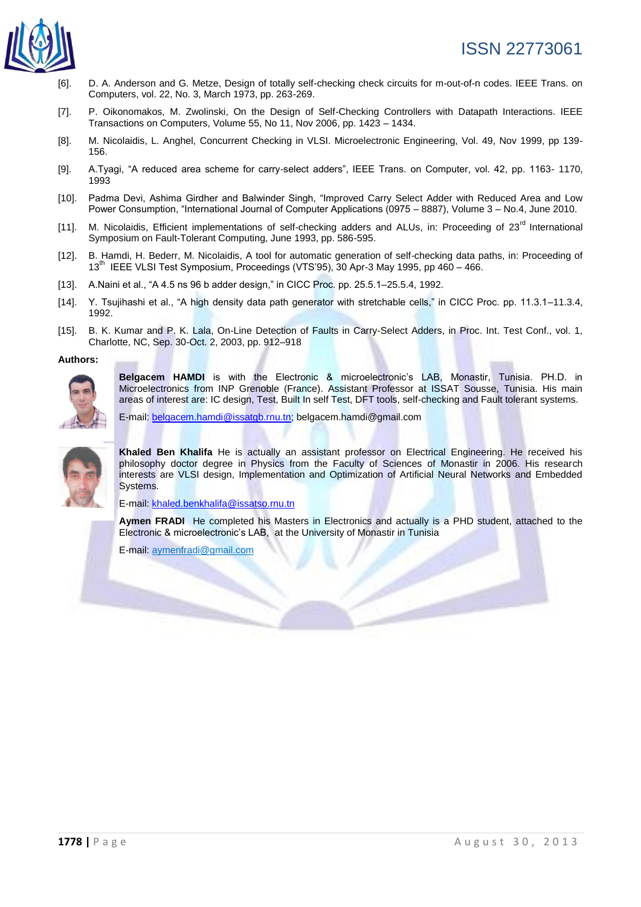[6]. D. A. Anderson and G. Metze, Design of totally self-checking check circuits for m-out-of-n codes. IEEE Trans. on Computers, vol. 22, No. 3, March 1973, pp. 263-269.

[7]. P. Oikonomakos, M. Zwolinski, On the Design of Self-Checking Controllers with Datapath Interactions. IEEE Transactions on Computers, Volume 55, No 11, Nov 2006, pp. 1423 – 1434.

[8]. M. Nicolaidis, L. Anghel, Concurrent Checking in VLSI. Microelectronic Engineering, Vol. 49, Nov 1999, pp 139-156.

[9]. A.Tyagi, "A reduced area scheme for carry-select adders", IEEE Trans. on Computer, vol. 42, pp. 1163- 1170, 1993

[10]. Padma Devi, Ashima Girdher and Balwinder Singh, "Improved Carry Select Adder with Reduced Area and Low Power Consumption, "International Journal of Computer Applications (0975 – 8887), Volume 3 – No.4, June 2010.

[11]. M. Nicolaidis, Efficient implementations of self-checking adders and ALUs, in: Proceeding of 23rd International Symposium on Fault-Tolerant Computing, June 1993, pp. 586-595.

[12]. B. Hamdi, H. Bederr, M. Nicolaidis, A tool for automatic generation of self-checking data paths, in: Proceeding of 13th IEEE VLSI Test Symposium, Proceedings (VTS'95), 30 Apr-3 May 1995, pp 460 – 466.

[13]. A.Naini et al., "A 4.5 ns 96 b adder design," in CICC Proc. pp. 25.5.1–25.5.4, 1992.

[14]. Y. Tsujihashi et al., "A high density data path generator with stretchable cells," in CICC Proc. pp. 11.3.1–11.3.4, 1992.

[15]. B. K. Kumar and P. K. Lala, On-Line Detection of Faults in Carry-Select Adders, in Proc. Int. Test Conf., vol. 1, Charlotte, NC, Sep. 30-Oct. 2, 2003, pp. 912–918

**Authors:**

**Belgacem HAMDI** is with the Electronic & microelectronic's LAB, Monastir, Tunisia. PH.D. in Microelectronics from INP Grenoble (France). Assistant Professor at ISSAT Sousse, Tunisia. His main areas of interest are: IC design, Test, Built In self Test, DFT tools, self-checking and Fault tolerant systems.

E-mail: belgacem.hamdi@issatgb.rnu.tn; belgacem.hamdi@gmail.com

**Khaled Ben Khalifa** He is actually an assistant professor on Electrical Engineering. He received his philosophy doctor degree in Physics from the Faculty of Sciences of Monastir in 2006. His research interests are VLSI design, Implementation and Optimization of Artificial Neural Networks and Embedded Systems.

E-mail: khaled.benkhalifa@issatso.rnu.tn

**Aymen FRADI** He completed his Masters in Electronics and actually is a PHD student, attached to the Electronic & microelectronic's LAB, at the University of Monastir in Tunisia

E-mail: aymenfradi@gmail.com